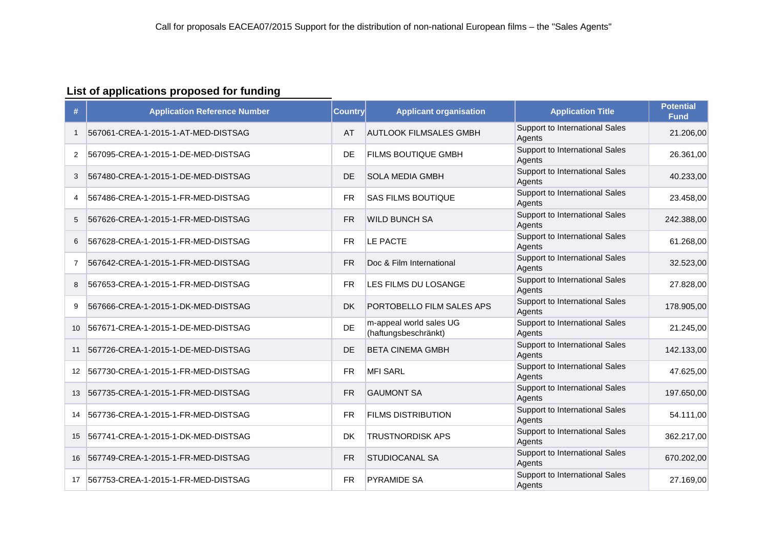Call for proposals EACEA07/2015 Support for the distribution of non-national European films – the "Sales Agents"

## List of applications proposed for funding

| # | Application Reference Number | Country | Applicant organisation | Application Title | Potential Fund |
|---|---|---|---|---|---|
| 1 | 567061-CREA-1-2015-1-AT-MED-DISTSAG | AT | AUTLOOK FILMSALES GMBH | Support to International Sales Agents | 21.206,00 |
| 2 | 567095-CREA-1-2015-1-DE-MED-DISTSAG | DE | FILMS BOUTIQUE GMBH | Support to International Sales Agents | 26.361,00 |
| 3 | 567480-CREA-1-2015-1-DE-MED-DISTSAG | DE | SOLA MEDIA GMBH | Support to International Sales Agents | 40.233,00 |
| 4 | 567486-CREA-1-2015-1-FR-MED-DISTSAG | FR | SAS FILMS BOUTIQUE | Support to International Sales Agents | 23.458,00 |
| 5 | 567626-CREA-1-2015-1-FR-MED-DISTSAG | FR | WILD BUNCH SA | Support to International Sales Agents | 242.388,00 |
| 6 | 567628-CREA-1-2015-1-FR-MED-DISTSAG | FR | LE PACTE | Support to International Sales Agents | 61.268,00 |
| 7 | 567642-CREA-1-2015-1-FR-MED-DISTSAG | FR | Doc & Film International | Support to International Sales Agents | 32.523,00 |
| 8 | 567653-CREA-1-2015-1-FR-MED-DISTSAG | FR | LES FILMS DU LOSANGE | Support to International Sales Agents | 27.828,00 |
| 9 | 567666-CREA-1-2015-1-DK-MED-DISTSAG | DK | PORTOBELLO FILM SALES APS | Support to International Sales Agents | 178.905,00 |
| 10 | 567671-CREA-1-2015-1-DE-MED-DISTSAG | DE | m-appeal world sales UG (haftungsbeschränkt) | Support to International Sales Agents | 21.245,00 |
| 11 | 567726-CREA-1-2015-1-DE-MED-DISTSAG | DE | BETA CINEMA GMBH | Support to International Sales Agents | 142.133,00 |
| 12 | 567730-CREA-1-2015-1-FR-MED-DISTSAG | FR | MFI SARL | Support to International Sales Agents | 47.625,00 |
| 13 | 567735-CREA-1-2015-1-FR-MED-DISTSAG | FR | GAUMONT SA | Support to International Sales Agents | 197.650,00 |
| 14 | 567736-CREA-1-2015-1-FR-MED-DISTSAG | FR | FILMS DISTRIBUTION | Support to International Sales Agents | 54.111,00 |
| 15 | 567741-CREA-1-2015-1-DK-MED-DISTSAG | DK | TRUSTNORDISK APS | Support to International Sales Agents | 362.217,00 |
| 16 | 567749-CREA-1-2015-1-FR-MED-DISTSAG | FR | STUDIOCANAL SA | Support to International Sales Agents | 670.202,00 |
| 17 | 567753-CREA-1-2015-1-FR-MED-DISTSAG | FR | PYRAMIDE SA | Support to International Sales Agents | 27.169,00 |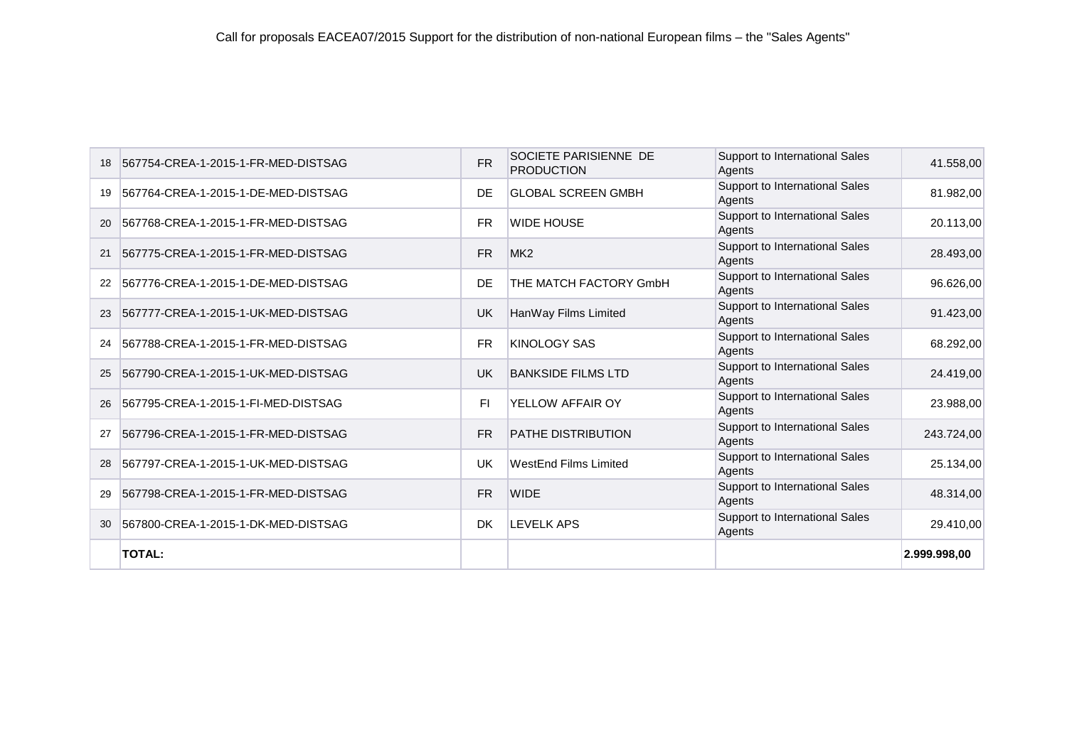Call for proposals EACEA07/2015 Support for the distribution of non-national European films – the "Sales Agents"

| | | | | | |
|---|---|---|---|---|---|
| 18 | 567754-CREA-1-2015-1-FR-MED-DISTSAG | FR | SOCIETE PARISIENNE DE PRODUCTION | Support to International Sales Agents | 41.558,00 |
| 19 | 567764-CREA-1-2015-1-DE-MED-DISTSAG | DE | GLOBAL SCREEN GMBH | Support to International Sales Agents | 81.982,00 |
| 20 | 567768-CREA-1-2015-1-FR-MED-DISTSAG | FR | WIDE HOUSE | Support to International Sales Agents | 20.113,00 |
| 21 | 567775-CREA-1-2015-1-FR-MED-DISTSAG | FR | MK2 | Support to International Sales Agents | 28.493,00 |
| 22 | 567776-CREA-1-2015-1-DE-MED-DISTSAG | DE | THE MATCH FACTORY GmbH | Support to International Sales Agents | 96.626,00 |
| 23 | 567777-CREA-1-2015-1-UK-MED-DISTSAG | UK | HanWay Films Limited | Support to International Sales Agents | 91.423,00 |
| 24 | 567788-CREA-1-2015-1-FR-MED-DISTSAG | FR | KINOLOGY SAS | Support to International Sales Agents | 68.292,00 |
| 25 | 567790-CREA-1-2015-1-UK-MED-DISTSAG | UK | BANKSIDE FILMS LTD | Support to International Sales Agents | 24.419,00 |
| 26 | 567795-CREA-1-2015-1-FI-MED-DISTSAG | FI | YELLOW AFFAIR OY | Support to International Sales Agents | 23.988,00 |
| 27 | 567796-CREA-1-2015-1-FR-MED-DISTSAG | FR | PATHE DISTRIBUTION | Support to International Sales Agents | 243.724,00 |
| 28 | 567797-CREA-1-2015-1-UK-MED-DISTSAG | UK | WestEnd Films Limited | Support to International Sales Agents | 25.134,00 |
| 29 | 567798-CREA-1-2015-1-FR-MED-DISTSAG | FR | WIDE | Support to International Sales Agents | 48.314,00 |
| 30 | 567800-CREA-1-2015-1-DK-MED-DISTSAG | DK | LEVELK APS | Support to International Sales Agents | 29.410,00 |
| | **TOTAL:** | | | | **2.999.998,00** |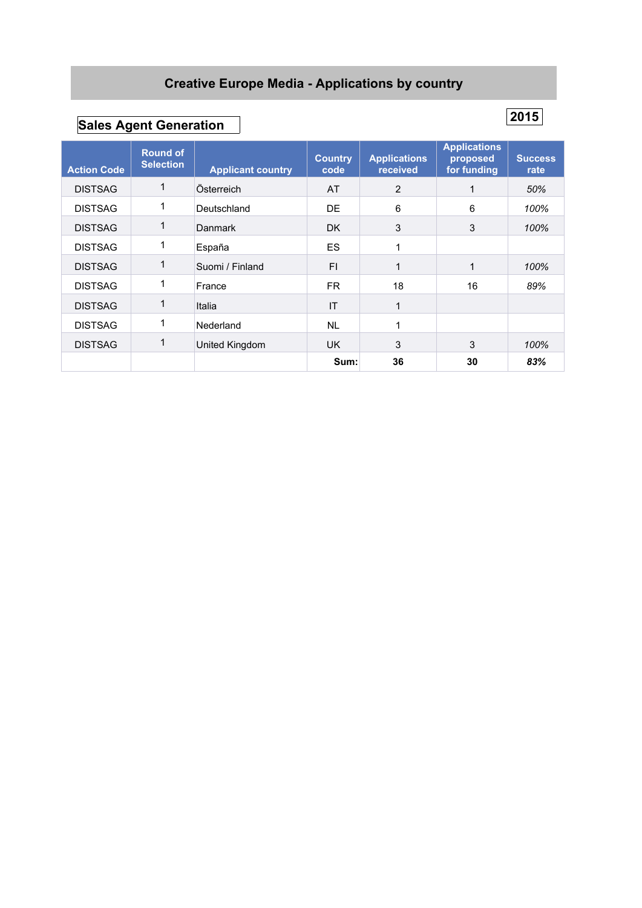# Creative Europe Media - Applications by country

## Sales Agent Generation

**2015**

| Action Code | Round of Selection | Applicant country | Country code | Applications received | Applications proposed for funding | Success rate |
|---|---|---|---|---|---|---|
| DISTSAG | 1 | Österreich | AT | 2 | 1 | *50%* |
| DISTSAG | 1 | Deutschland | DE | 6 | 6 | *100%* |
| DISTSAG | 1 | Danmark | DK | 3 | 3 | *100%* |
| DISTSAG | 1 | España | ES | 1 | | |
| DISTSAG | 1 | Suomi / Finland | FI | 1 | 1 | *100%* |
| DISTSAG | 1 | France | FR | 18 | 16 | *89%* |
| DISTSAG | 1 | Italia | IT | 1 | | |
| DISTSAG | 1 | Nederland | NL | 1 | | |
| DISTSAG | 1 | United Kingdom | UK | 3 | 3 | *100%* |
| | | | **Sum:** | **36** | **30** | ***83%*** |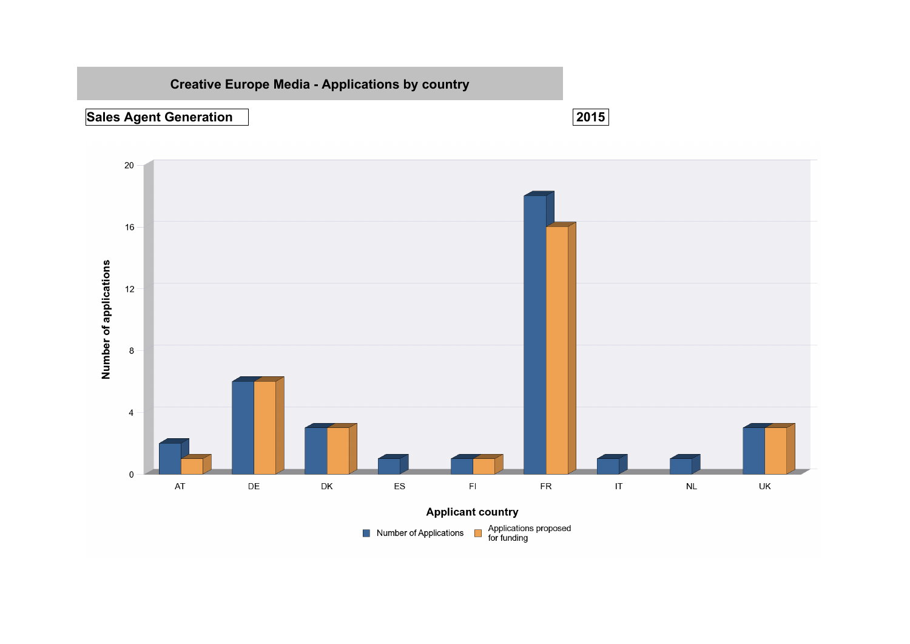# Creative Europe Media - Applications by country

**Sales Agent Generation**

**2015**

| Applicant country | Number of Applications | Applications proposed for funding |
|---|---|---|
| AT | 2 | 1 |
| DE | 6 | 6 |
| DK | 3 | 3 |
| ES | 1 | |
| FI | 1 | 1 |
| FR | 18 | 16 |
| IT | 1 | |
| NL | 1 | |
| UK | 3 | 3 |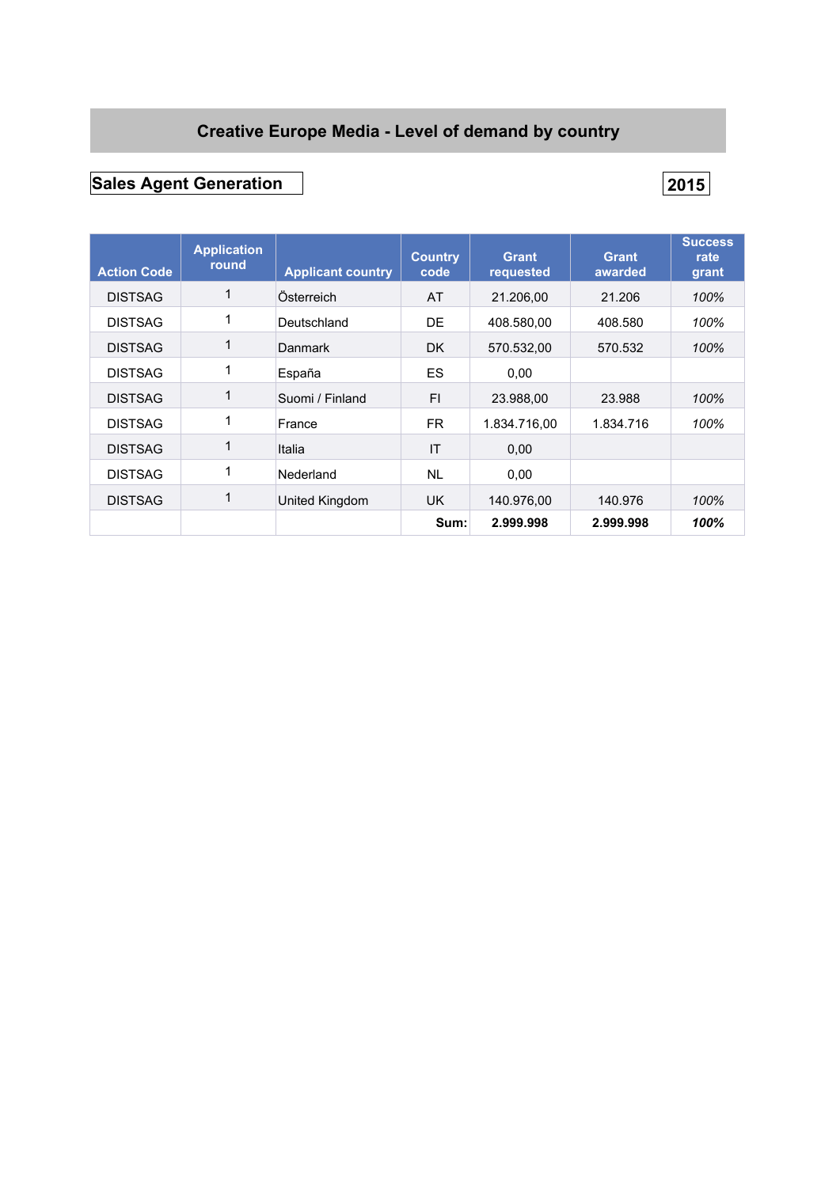## Creative Europe Media - Level of demand by country

**Sales Agent Generation** | **2015**

| Action Code | Application round | Applicant country | Country code | Grant requested | Grant awarded | Success rate grant |
|---|---|---|---|---|---|---|
| DISTSAG | 1 | Österreich | AT | 21.206,00 | 21.206 | *100%* |
| DISTSAG | 1 | Deutschland | DE | 408.580,00 | 408.580 | *100%* |
| DISTSAG | 1 | Danmark | DK | 570.532,00 | 570.532 | *100%* |
| DISTSAG | 1 | España | ES | 0,00 | | |
| DISTSAG | 1 | Suomi / Finland | FI | 23.988,00 | 23.988 | *100%* |
| DISTSAG | 1 | France | FR | 1.834.716,00 | 1.834.716 | *100%* |
| DISTSAG | 1 | Italia | IT | 0,00 | | |
| DISTSAG | 1 | Nederland | NL | 0,00 | | |
| DISTSAG | 1 | United Kingdom | UK | 140.976,00 | 140.976 | *100%* |
| | | | **Sum:** | **2.999.998** | **2.999.998** | ***100%*** |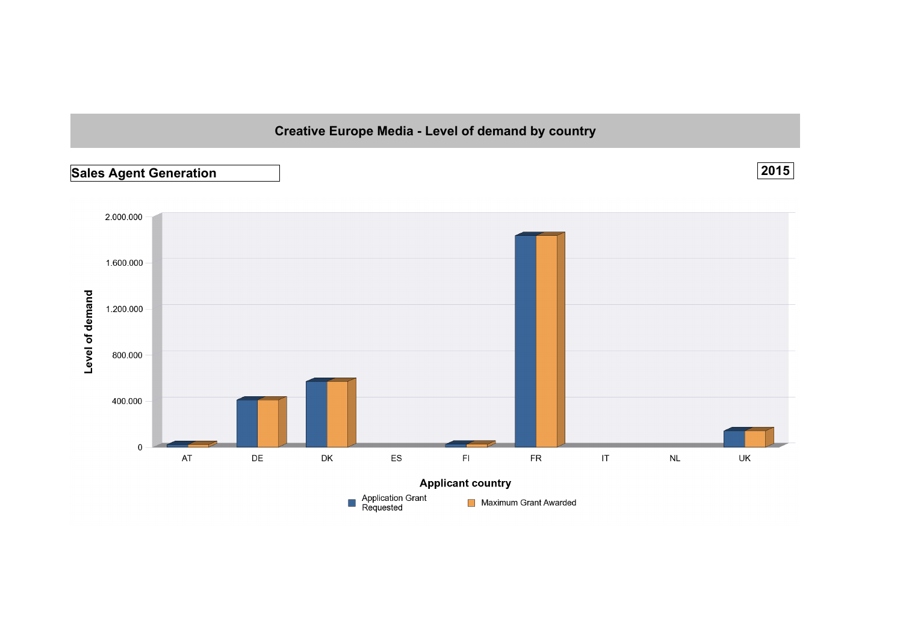# Creative Europe Media - Level of demand by country

Sales Agent Generation

2015

Level of demand

2.000.000
1.600.000
1.200.000
800.000
400.000
0

AT DE DK ES FI FR IT NL UK

Applicant country

Application Grant Requested

Maximum Grant Awarded